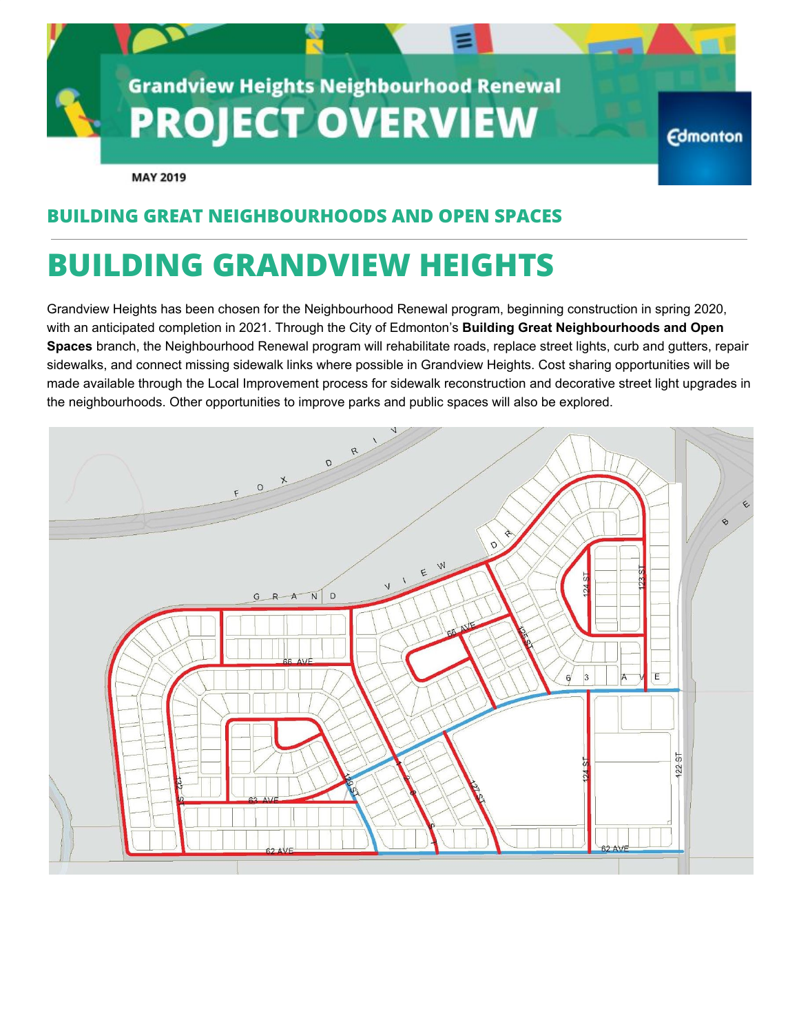Grandview Heights Neighbourhood Renewal

# PROJECT OVERVIEW

MAY 2019

## BUILDING GREAT NEIGHBOURHOODS AND OPEN SPACES

# BUILDING GRANDVIEW HEIGHTS

Grandview Heights has been chosen for the Neighbourhood Renewal program, beginning construction in spring 2020, with an anticipated completion in 2021. Through the City of Edmonton's **Building Great Neighbourhoods and Open Spaces** branch, the Neighbourhood Renewal program will rehabilitate roads, replace street lights, curb and gutters, repair sidewalks, and connect missing sidewalk links where possible in Grandview Heights. Cost sharing opportunities will be made available through the Local Improvement process for sidewalk reconstruction and decorative street light upgrades in the neighbourhoods. Other opportunities to improve parks and public spaces will also be explored.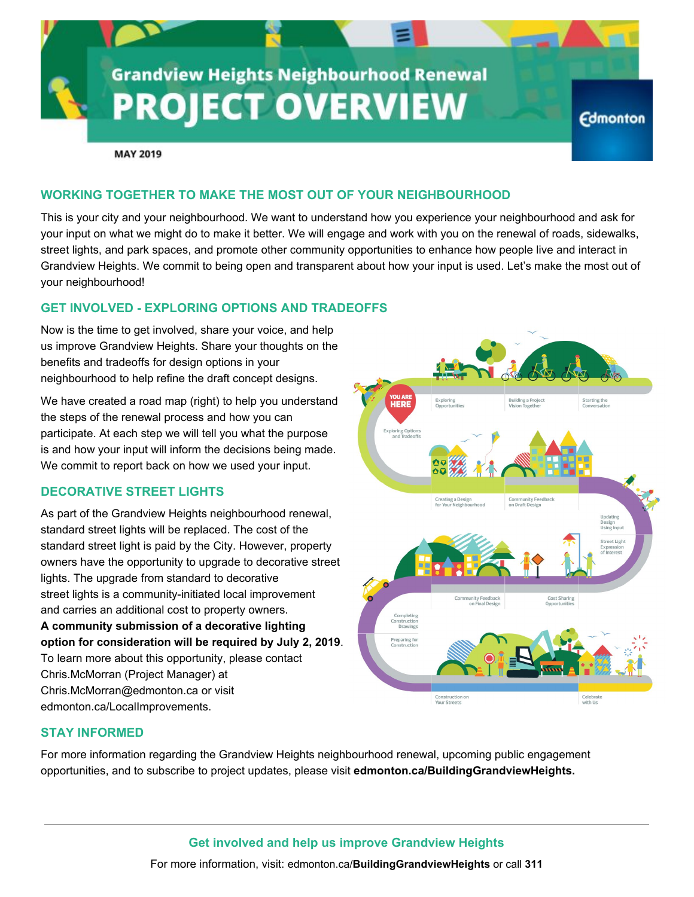# Grandview Heights Neighbourhood Renewal
# PROJECT OVERVIEW

Edmonton

MAY 2019

## WORKING TOGETHER TO MAKE THE MOST OUT OF YOUR NEIGHBOURHOOD

This is your city and your neighbourhood. We want to understand how you experience your neighbourhood and ask for your input on what we might do to make it better. We will engage and work with you on the renewal of roads, sidewalks, street lights, and park spaces, and promote other community opportunities to enhance how people live and interact in Grandview Heights. We commit to being open and transparent about how your input is used. Let's make the most out of your neighbourhood!

## GET INVOLVED - EXPLORING OPTIONS AND TRADEOFFS

Now is the time to get involved, share your voice, and help us improve Grandview Heights. Share your thoughts on the benefits and tradeoffs for design options in your neighbourhood to help refine the draft concept designs.

We have created a road map (right) to help you understand the steps of the renewal process and how you can participate. At each step we will tell you what the purpose is and how your input will inform the decisions being made. We commit to report back on how we used your input.

Starting the Conversation
Building a Project Vision Together
Exploring Opportunities
YOU ARE HERE
Exploring Options and Tradeoffs
Creating a Design for Your Neighbourhood
Community Feedback on Draft Design
Updating Design Using Input
Street Light Expression of Interest
Cost Sharing Opportunities
Community Feedback on Final Design
Completing Construction Drawings
Preparing for Construction
Construction on Your Streets
Celebrate with Us

## DECORATIVE STREET LIGHTS

As part of the Grandview Heights neighbourhood renewal, standard street lights will be replaced. The cost of the standard street light is paid by the City. However, property owners have the opportunity to upgrade to decorative street lights. The upgrade from standard to decorative street lights is a community-initiated local improvement and carries an additional cost to property owners. **A community submission of a decorative lighting option for consideration will be required by July 2, 2019**. To learn more about this opportunity, please contact Chris.McMorran (Project Manager) at Chris.McMorran@edmonton.ca or visit edmonton.ca/LocalImprovements.

## STAY INFORMED

For more information regarding the Grandview Heights neighbourhood renewal, upcoming public engagement opportunities, and to subscribe to project updates, please visit **edmonton.ca/BuildingGrandviewHeights.**

---

**Get involved and help us improve Grandview Heights**

For more information, visit: edmonton.ca/**BuildingGrandviewHeights** or call **311**